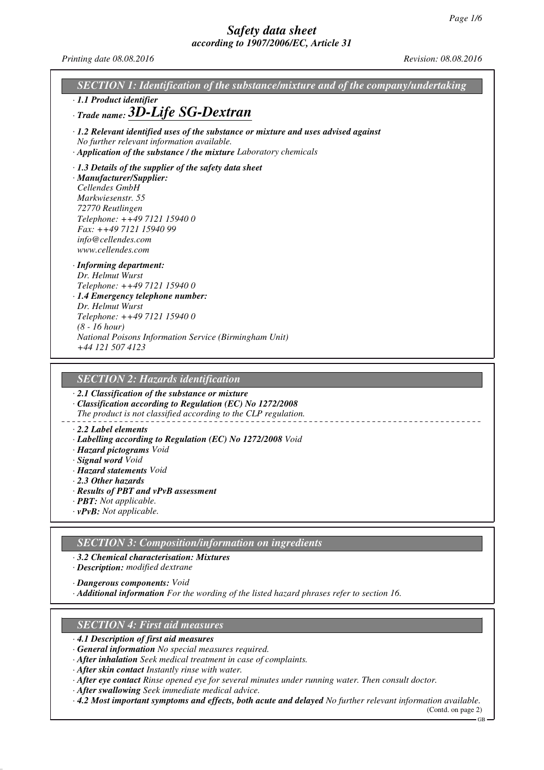# Safety data sheet
## according to 1907/2006/EC, Article 31

*Printing date 08.08.2016* *Revision: 08.08.2016*

## SECTION 1: Identification of the substance/mixture and of the company/undertaking

· **1.1 Product identifier**

· **Trade name: 3D-Life SG-Dextran**

· **1.2 Relevant identified uses of the substance or mixture and uses advised against**
No further relevant information available.

· **Application of the substance / the mixture** Laboratory chemicals

· **1.3 Details of the supplier of the safety data sheet**

· **Manufacturer/Supplier:**
Cellendes GmbH
Markwiesenstr. 55
72770 Reutlingen
Telephone: ++49 7121 15940 0
Fax: ++49 7121 15940 99
info@cellendes.com
www.cellendes.com

· **Informing department:**
Dr. Helmut Wurst
Telephone: ++49 7121 15940 0

· **1.4 Emergency telephone number:**
Dr. Helmut Wurst
Telephone: ++49 7121 15940 0
(8 - 16 hour)
National Poisons Information Service (Birmingham Unit)
+44 121 507 4123

## SECTION 2: Hazards identification

· **2.1 Classification of the substance or mixture**

· **Classification according to Regulation (EC) No 1272/2008**
The product is not classified according to the CLP regulation.

· **2.2 Label elements**

· **Labelling according to Regulation (EC) No 1272/2008** Void

· **Hazard pictograms** Void

· **Signal word** Void

· **Hazard statements** Void

· **2.3 Other hazards**

· **Results of PBT and vPvB assessment**

· **PBT:** Not applicable.

· **vPvB:** Not applicable.

## SECTION 3: Composition/information on ingredients

· **3.2 Chemical characterisation: Mixtures**

· **Description:** modified dextrane

· **Dangerous components:** Void

· **Additional information** For the wording of the listed hazard phrases refer to section 16.

## SECTION 4: First aid measures

· **4.1 Description of first aid measures**

· **General information** No special measures required.

· **After inhalation** Seek medical treatment in case of complaints.

· **After skin contact** Instantly rinse with water.

· **After eye contact** Rinse opened eye for several minutes under running water. Then consult doctor.

· **After swallowing** Seek immediate medical advice.

· **4.2 Most important symptoms and effects, both acute and delayed** No further relevant information available.

(Contd. on page 2)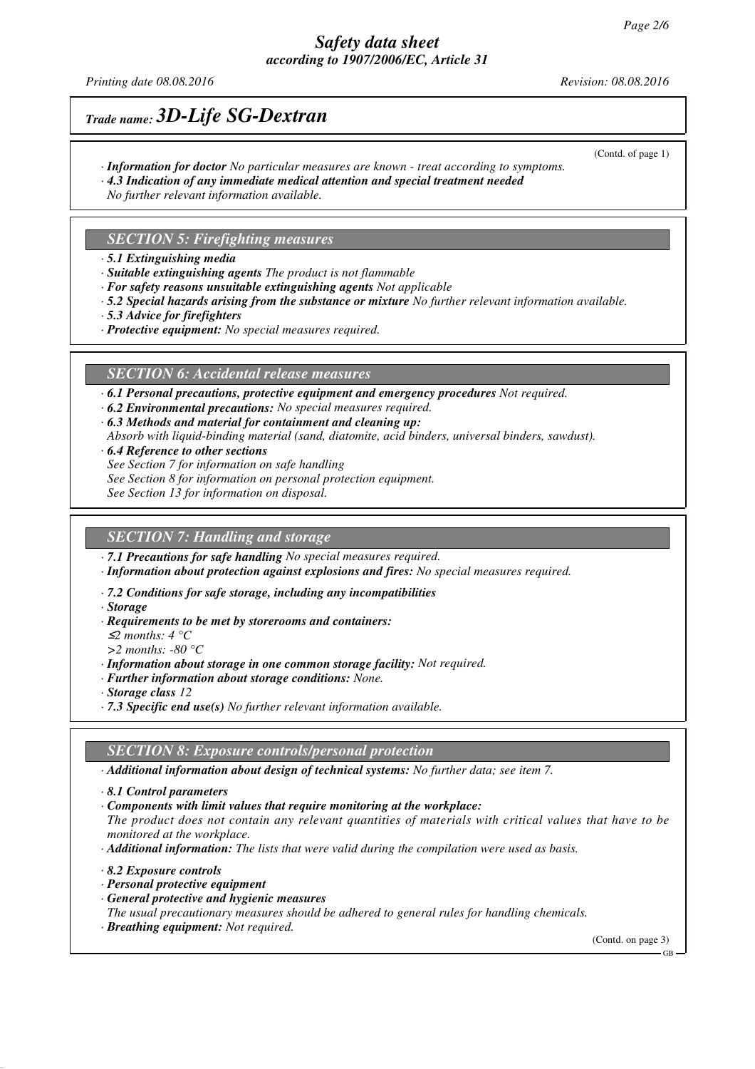# Safety data sheet
*according to 1907/2006/EC, Article 31*

*Printing date 08.08.2016* *Revision: 08.08.2016*

## *Trade name: 3D-Life SG-Dextran*

(Contd. of page 1)

· ***Information for doctor*** *No particular measures are known - treat according to symptoms.*
· ***4.3 Indication of any immediate medical attention and special treatment needed***
*No further relevant information available.*

### *SECTION 5: Firefighting measures*

· ***5.1 Extinguishing media***
· ***Suitable extinguishing agents*** *The product is not flammable*
· ***For safety reasons unsuitable extinguishing agents*** *Not applicable*
· ***5.2 Special hazards arising from the substance or mixture*** *No further relevant information available.*
· ***5.3 Advice for firefighters***
· ***Protective equipment:*** *No special measures required.*

### *SECTION 6: Accidental release measures*

· ***6.1 Personal precautions, protective equipment and emergency procedures*** *Not required.*
· ***6.2 Environmental precautions:*** *No special measures required.*
· ***6.3 Methods and material for containment and cleaning up:***
*Absorb with liquid-binding material (sand, diatomite, acid binders, universal binders, sawdust).*
· ***6.4 Reference to other sections***
*See Section 7 for information on safe handling*
*See Section 8 for information on personal protection equipment.*
*See Section 13 for information on disposal.*

### *SECTION 7: Handling and storage*

· ***7.1 Precautions for safe handling*** *No special measures required.*
· ***Information about protection against explosions and fires:*** *No special measures required.*

· ***7.2 Conditions for safe storage, including any incompatibilities***
· ***Storage***
· ***Requirements to be met by storerooms and containers:***
*≤2 months: 4 °C*
*>2 months: -80 °C*
· ***Information about storage in one common storage facility:*** *Not required.*
· ***Further information about storage conditions:*** *None.*
· ***Storage class*** *12*
· ***7.3 Specific end use(s)*** *No further relevant information available.*

### *SECTION 8: Exposure controls/personal protection*

· ***Additional information about design of technical systems:*** *No further data; see item 7.*

· ***8.1 Control parameters***
· ***Components with limit values that require monitoring at the workplace:***
*The product does not contain any relevant quantities of materials with critical values that have to be monitored at the workplace.*
· ***Additional information:*** *The lists that were valid during the compilation were used as basis.*

· ***8.2 Exposure controls***
· ***Personal protective equipment***
· ***General protective and hygienic measures***
*The usual precautionary measures should be adhered to general rules for handling chemicals.*
· ***Breathing equipment:*** *Not required.*

(Contd. on page 3)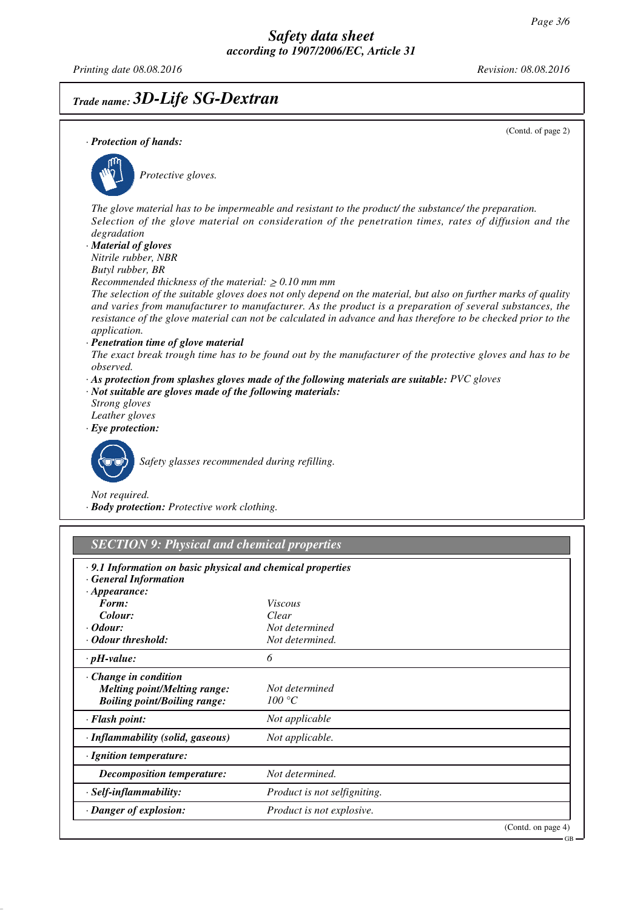# Safety data sheet
## according to 1907/2006/EC, Article 31

Printing date 08.08.2016 Revision: 08.08.2016

## Trade name: 3D-Life SG-Dextran

(Contd. of page 2)

· **Protection of hands:**

*Protective gloves.*

*The glove material has to be impermeable and resistant to the product/ the substance/ the preparation.*
*Selection of the glove material on consideration of the penetration times, rates of diffusion and the degradation*

· **Material of gloves**
*Nitrile rubber, NBR*
*Butyl rubber, BR*
*Recommended thickness of the material: ≥ 0.10 mm mm*
*The selection of the suitable gloves does not only depend on the material, but also on further marks of quality and varies from manufacturer to manufacturer. As the product is a preparation of several substances, the resistance of the glove material can not be calculated in advance and has therefore to be checked prior to the application.*

· **Penetration time of glove material**
*The exact break trough time has to be found out by the manufacturer of the protective gloves and has to be observed.*

· **As protection from splashes gloves made of the following materials are suitable:** *PVC gloves*

· **Not suitable are gloves made of the following materials:**
*Strong gloves*
*Leather gloves*

· **Eye protection:**

*Safety glasses recommended during refilling.*

*Not required.*

· **Body protection:** *Protective work clothing.*

## SECTION 9: Physical and chemical properties

· **9.1 Information on basic physical and chemical properties**
· **General Information**

| Property | Value |
|---|---|
| · **Appearance:** | |
| **Form:** | *Viscous* |
| **Colour:** | *Clear* |
| · **Odour:** | *Not determined* |
| · **Odour threshold:** | *Not determined.* |
| · **pH-value:** | *6* |
| · **Change in condition** | |
| **Melting point/Melting range:** | *Not determined* |
| **Boiling point/Boiling range:** | *100 °C* |
| · **Flash point:** | *Not applicable* |
| · **Inflammability (solid, gaseous)** | *Not applicable.* |
| · **Ignition temperature:** | |
| **Decomposition temperature:** | *Not determined.* |
| · **Self-inflammability:** | *Product is not selfigniting.* |
| · **Danger of explosion:** | *Product is not explosive.* |

(Contd. on page 4)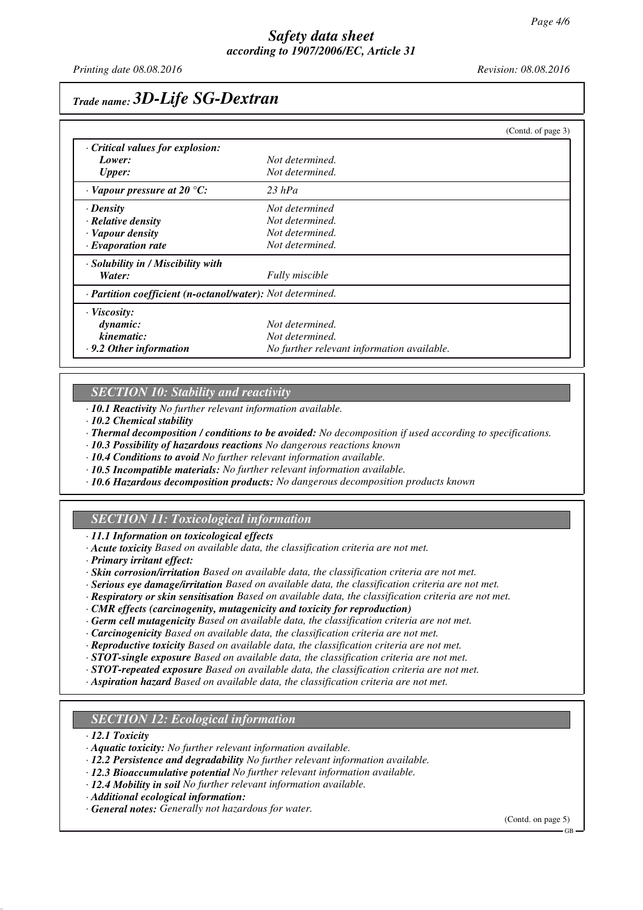*Trade name:* ***3D-Life SG-Dextran***

(Contd. of page 3)

| | |
|---|---|
| · ***Critical values for explosion:*** | |
| ***Lower:*** | *Not determined.* |
| ***Upper:*** | *Not determined.* |
| · ***Vapour pressure at 20 °C:*** | *23 hPa* |
| · ***Density*** | *Not determined* |
| · ***Relative density*** | *Not determined.* |
| · ***Vapour density*** | *Not determined.* |
| · ***Evaporation rate*** | *Not determined.* |
| · ***Solubility in / Miscibility with*** | |
| ***Water:*** | *Fully miscible* |
| · ***Partition coefficient (n-octanol/water):*** | *Not determined.* |
| · ***Viscosity:*** | |
| ***dynamic:*** | *Not determined.* |
| ***kinematic:*** | *Not determined.* |
| · ***9.2 Other information*** | *No further relevant information available.* |

## *SECTION 10: Stability and reactivity*

· ***10.1 Reactivity*** *No further relevant information available.*
· ***10.2 Chemical stability***
· ***Thermal decomposition / conditions to be avoided:*** *No decomposition if used according to specifications.*
· ***10.3 Possibility of hazardous reactions*** *No dangerous reactions known*
· ***10.4 Conditions to avoid*** *No further relevant information available.*
· ***10.5 Incompatible materials:*** *No further relevant information available.*
· ***10.6 Hazardous decomposition products:*** *No dangerous decomposition products known*

## *SECTION 11: Toxicological information*

· ***11.1 Information on toxicological effects***
· ***Acute toxicity*** *Based on available data, the classification criteria are not met.*
· ***Primary irritant effect:***
· ***Skin corrosion/irritation*** *Based on available data, the classification criteria are not met.*
· ***Serious eye damage/irritation*** *Based on available data, the classification criteria are not met.*
· ***Respiratory or skin sensitisation*** *Based on available data, the classification criteria are not met.*
· ***CMR effects (carcinogenity, mutagenicity and toxicity for reproduction)***
· ***Germ cell mutagenicity*** *Based on available data, the classification criteria are not met.*
· ***Carcinogenicity*** *Based on available data, the classification criteria are not met.*
· ***Reproductive toxicity*** *Based on available data, the classification criteria are not met.*
· ***STOT-single exposure*** *Based on available data, the classification criteria are not met.*
· ***STOT-repeated exposure*** *Based on available data, the classification criteria are not met.*
· ***Aspiration hazard*** *Based on available data, the classification criteria are not met.*

## *SECTION 12: Ecological information*

· ***12.1 Toxicity***
· ***Aquatic toxicity:*** *No further relevant information available.*
· ***12.2 Persistence and degradability*** *No further relevant information available.*
· ***12.3 Bioaccumulative potential*** *No further relevant information available.*
· ***12.4 Mobility in soil*** *No further relevant information available.*
· ***Additional ecological information:***
· ***General notes:*** *Generally not hazardous for water.*

(Contd. on page 5)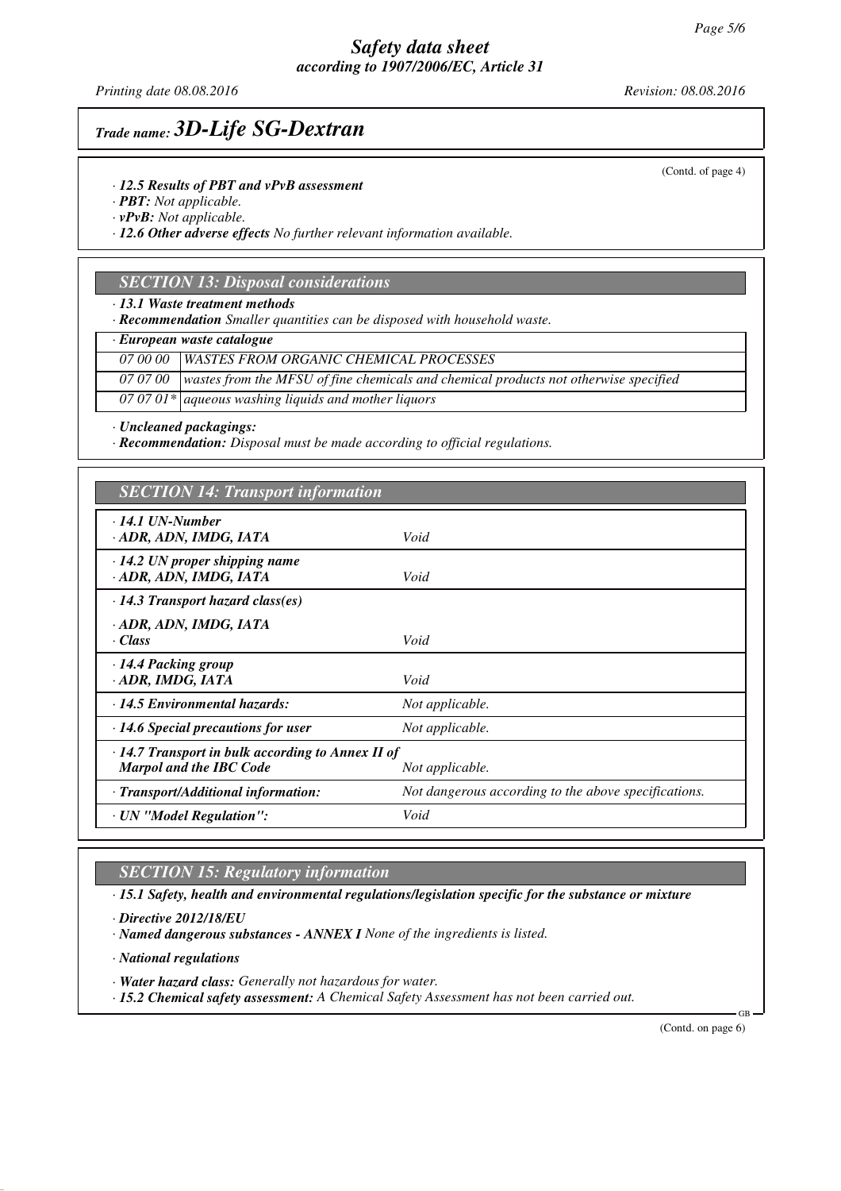*Safety data sheet*
*according to 1907/2006/EC, Article 31*

*Printing date 08.08.2016* *Revision: 08.08.2016*

## *Trade name:* ***3D-Life SG-Dextran***

(Contd. of page 4)

· ***12.5 Results of PBT and vPvB assessment***
· ***PBT:*** *Not applicable.*
· ***vPvB:*** *Not applicable.*
· ***12.6 Other adverse effects*** *No further relevant information available.*

### *SECTION 13: Disposal considerations*

· ***13.1 Waste treatment methods***
· ***Recommendation*** *Smaller quantities can be disposed with household waste.*

| · *European waste catalogue* | |
|---|---|
| *07 00 00* | *WASTES FROM ORGANIC CHEMICAL PROCESSES* |
| *07 07 00* | *wastes from the MFSU of fine chemicals and chemical products not otherwise specified* |
| *07 07 01** | *aqueous washing liquids and mother liquors* |

· ***Uncleaned packagings:***
· ***Recommendation:*** *Disposal must be made according to official regulations.*

### *SECTION 14: Transport information*

| | |
|---|---|
| · ***14.1 UN-Number*** <br> · ***ADR, ADN, IMDG, IATA*** | *Void* |
| · ***14.2 UN proper shipping name*** <br> · ***ADR, ADN, IMDG, IATA*** | *Void* |
| · ***14.3 Transport hazard class(es)*** <br> · ***ADR, ADN, IMDG, IATA*** <br> · ***Class*** | *Void* |
| · ***14.4 Packing group*** <br> · ***ADR, IMDG, IATA*** | *Void* |
| · ***14.5 Environmental hazards:*** | *Not applicable.* |
| · ***14.6 Special precautions for user*** | *Not applicable.* |
| · ***14.7 Transport in bulk according to Annex II of Marpol and the IBC Code*** | *Not applicable.* |
| · ***Transport/Additional information:*** | *Not dangerous according to the above specifications.* |
| · ***UN "Model Regulation":*** | *Void* |

### *SECTION 15: Regulatory information*

· ***15.1 Safety, health and environmental regulations/legislation specific for the substance or mixture***

· ***Directive 2012/18/EU***
· ***Named dangerous substances - ANNEX I*** *None of the ingredients is listed.*

· ***National regulations***

· ***Water hazard class:*** *Generally not hazardous for water.*
· ***15.2 Chemical safety assessment:*** *A Chemical Safety Assessment has not been carried out.*

(Contd. on page 6)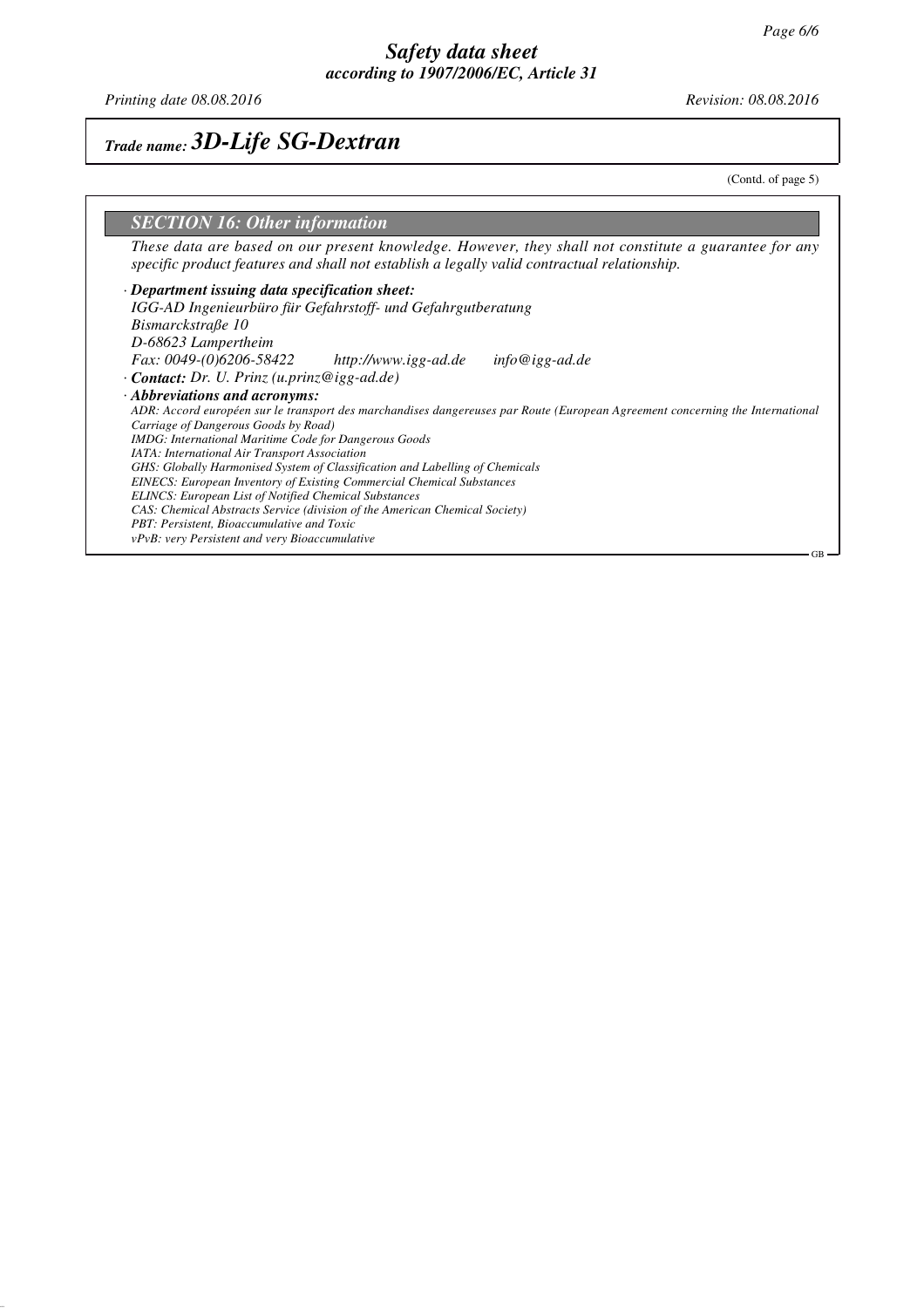*Trade name:* ***3D-Life SG-Dextran***

(Contd. of page 5)

## *SECTION 16: Other information*

*These data are based on our present knowledge. However, they shall not constitute a guarantee for any specific product features and shall not establish a legally valid contractual relationship.*

· ***Department issuing data specification sheet:***
*IGG-AD Ingenieurbüro für Gefahrstoff- und Gefahrgutberatung*
*Bismarckstraße 10*
*D-68623 Lampertheim*
*Fax: 0049-(0)6206-58422    http://www.igg-ad.de    info@igg-ad.de*

· ***Contact:*** *Dr. U. Prinz (u.prinz@igg-ad.de)*

· ***Abbreviations and acronyms:***
*ADR: Accord européen sur le transport des marchandises dangereuses par Route (European Agreement concerning the International Carriage of Dangerous Goods by Road)*
*IMDG: International Maritime Code for Dangerous Goods*
*IATA: International Air Transport Association*
*GHS: Globally Harmonised System of Classification and Labelling of Chemicals*
*EINECS: European Inventory of Existing Commercial Chemical Substances*
*ELINCS: European List of Notified Chemical Substances*
*CAS: Chemical Abstracts Service (division of the American Chemical Society)*
*PBT: Persistent, Bioaccumulative and Toxic*
*vPvB: very Persistent and very Bioaccumulative*